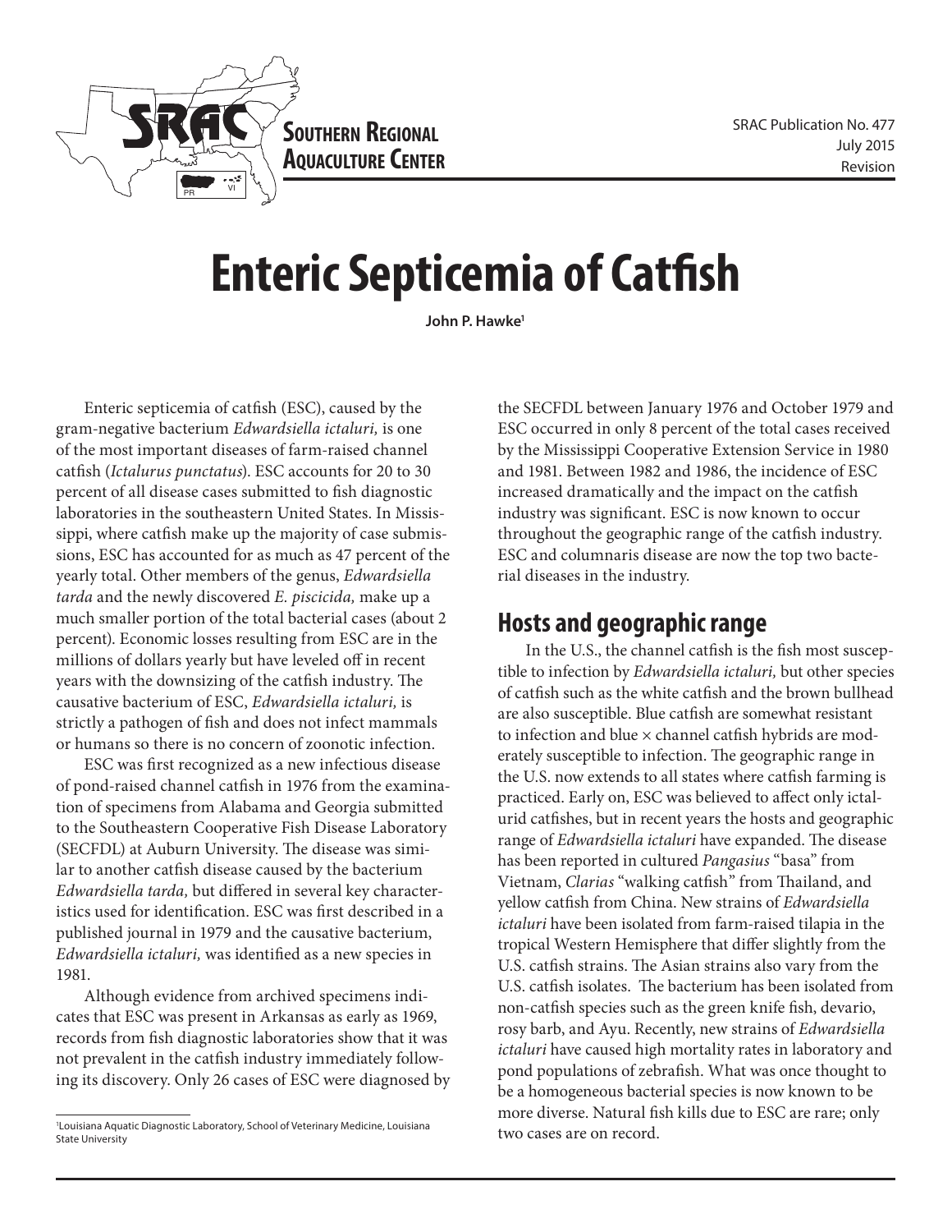SOUTHERN REGIONAL AQUACULTURE CENTER

SRAC Publication No. 477
July 2015
Revision

# Enteric Septicemia of Catfish

**John P. Hawke[1]**

Enteric septicemia of catfish (ESC), caused by the gram-negative bacterium *Edwardsiella ictaluri,* is one of the most important diseases of farm-raised channel catfish (*Ictalurus punctatus*). ESC accounts for 20 to 30 percent of all disease cases submitted to fish diagnostic laboratories in the southeastern United States. In Mississippi, where catfish make up the majority of case submissions, ESC has accounted for as much as 47 percent of the yearly total. Other members of the genus, *Edwardsiella tarda* and the newly discovered *E. piscicida,* make up a much smaller portion of the total bacterial cases (about 2 percent). Economic losses resulting from ESC are in the millions of dollars yearly but have leveled off in recent years with the downsizing of the catfish industry. The causative bacterium of ESC, *Edwardsiella ictaluri,* is strictly a pathogen of fish and does not infect mammals or humans so there is no concern of zoonotic infection.

ESC was first recognized as a new infectious disease of pond-raised channel catfish in 1976 from the examination of specimens from Alabama and Georgia submitted to the Southeastern Cooperative Fish Disease Laboratory (SECFDL) at Auburn University. The disease was similar to another catfish disease caused by the bacterium *Edwardsiella tarda,* but differed in several key characteristics used for identification. ESC was first described in a published journal in 1979 and the causative bacterium, *Edwardsiella ictaluri,* was identified as a new species in 1981.

Although evidence from archived specimens indicates that ESC was present in Arkansas as early as 1969, records from fish diagnostic laboratories show that it was not prevalent in the catfish industry immediately following its discovery. Only 26 cases of ESC were diagnosed by the SECFDL between January 1976 and October 1979 and ESC occurred in only 8 percent of the total cases received by the Mississippi Cooperative Extension Service in 1980 and 1981. Between 1982 and 1986, the incidence of ESC increased dramatically and the impact on the catfish industry was significant. ESC is now known to occur throughout the geographic range of the catfish industry. ESC and columnaris disease are now the top two bacterial diseases in the industry.

## Hosts and geographic range

In the U.S., the channel catfish is the fish most susceptible to infection by *Edwardsiella ictaluri,* but other species of catfish such as the white catfish and the brown bullhead are also susceptible. Blue catfish are somewhat resistant to infection and blue × channel catfish hybrids are moderately susceptible to infection. The geographic range in the U.S. now extends to all states where catfish farming is practiced. Early on, ESC was believed to affect only ictalurid catfishes, but in recent years the hosts and geographic range of *Edwardsiella ictaluri* have expanded. The disease has been reported in cultured *Pangasius* "basa" from Vietnam, *Clarias* "walking catfish" from Thailand, and yellow catfish from China. New strains of *Edwardsiella ictaluri* have been isolated from farm-raised tilapia in the tropical Western Hemisphere that differ slightly from the U.S. catfish strains. The Asian strains also vary from the U.S. catfish isolates. The bacterium has been isolated from non-catfish species such as the green knife fish, devario, rosy barb, and Ayu. Recently, new strains of *Edwardsiella ictaluri* have caused high mortality rates in laboratory and pond populations of zebrafish. What was once thought to be a homogeneous bacterial species is now known to be more diverse. Natural fish kills due to ESC are rare; only two cases are on record.

[1] Louisiana Aquatic Diagnostic Laboratory, School of Veterinary Medicine, Louisiana State University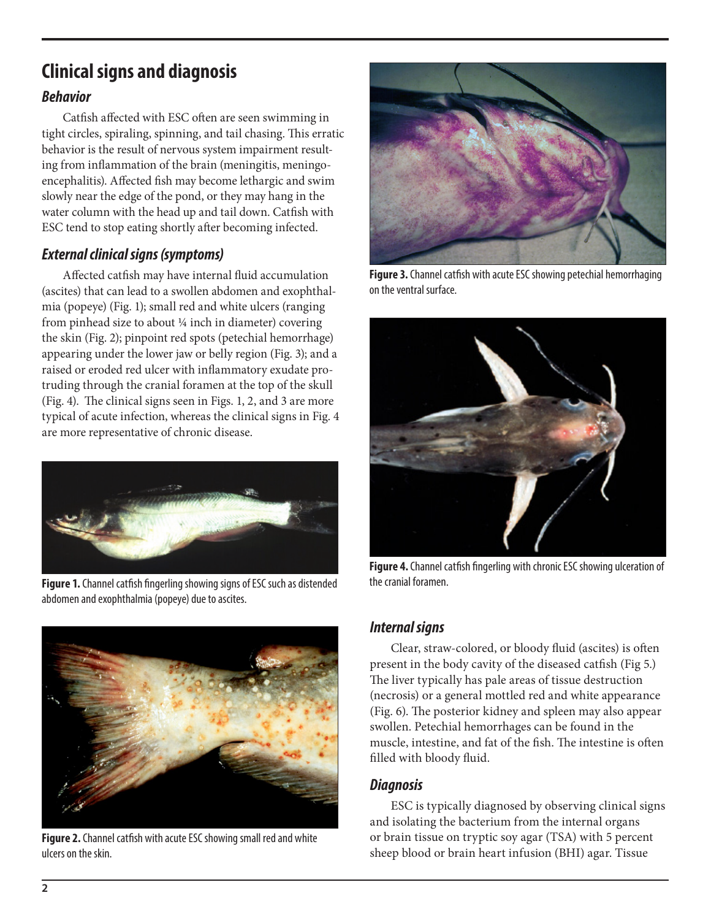## Clinical signs and diagnosis

### *Behavior*

Catfish affected with ESC often are seen swimming in tight circles, spiraling, spinning, and tail chasing. This erratic behavior is the result of nervous system impairment resulting from inflammation of the brain (meningitis, meningoencephalitis). Affected fish may become lethargic and swim slowly near the edge of the pond, or they may hang in the water column with the head up and tail down. Catfish with ESC tend to stop eating shortly after becoming infected.

### *External clinical signs (symptoms)*

Affected catfish may have internal fluid accumulation (ascites) that can lead to a swollen abdomen and exophthalmia (popeye) (Fig. 1); small red and white ulcers (ranging from pinhead size to about ¼ inch in diameter) covering the skin (Fig. 2); pinpoint red spots (petechial hemorrhage) appearing under the lower jaw or belly region (Fig. 3); and a raised or eroded red ulcer with inflammatory exudate protruding through the cranial foramen at the top of the skull (Fig. 4). The clinical signs seen in Figs. 1, 2, and 3 are more typical of acute infection, whereas the clinical signs in Fig. 4 are more representative of chronic disease.

**Figure 1.** Channel catfish fingerling showing signs of ESC such as distended abdomen and exophthalmia (popeye) due to ascites.

**Figure 2.** Channel catfish with acute ESC showing small red and white ulcers on the skin.

**Figure 3.** Channel catfish with acute ESC showing petechial hemorrhaging on the ventral surface.

**Figure 4.** Channel catfish fingerling with chronic ESC showing ulceration of the cranial foramen.

### *Internal signs*

Clear, straw-colored, or bloody fluid (ascites) is often present in the body cavity of the diseased catfish (Fig 5.) The liver typically has pale areas of tissue destruction (necrosis) or a general mottled red and white appearance (Fig. 6). The posterior kidney and spleen may also appear swollen. Petechial hemorrhages can be found in the muscle, intestine, and fat of the fish. The intestine is often filled with bloody fluid.

### *Diagnosis*

ESC is typically diagnosed by observing clinical signs and isolating the bacterium from the internal organs or brain tissue on tryptic soy agar (TSA) with 5 percent sheep blood or brain heart infusion (BHI) agar. Tissue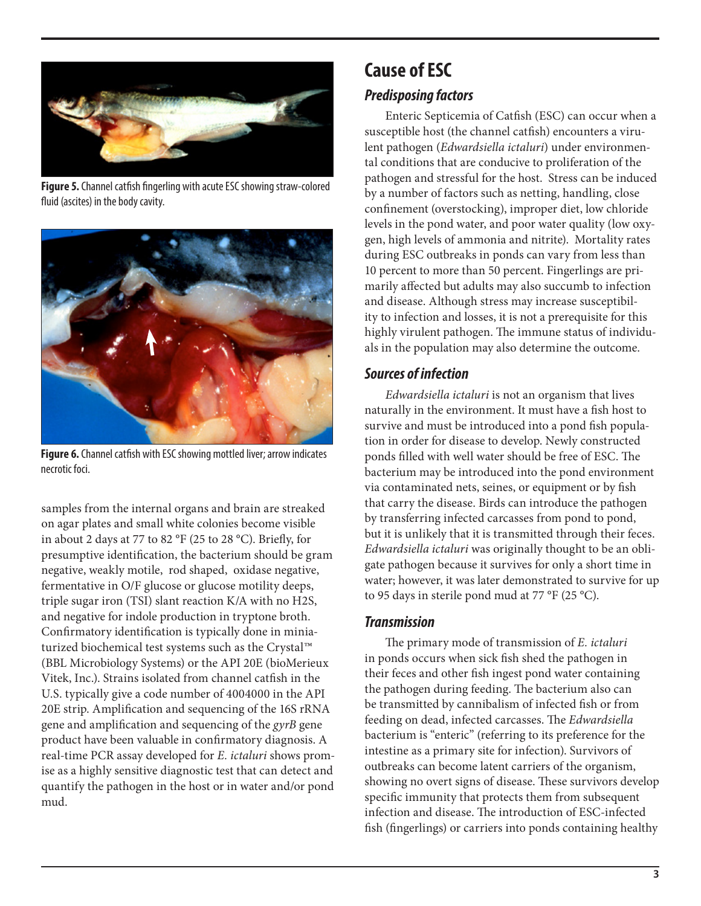**Figure 5.** Channel catfish fingerling with acute ESC showing straw-colored fluid (ascites) in the body cavity.

**Figure 6.** Channel catfish with ESC showing mottled liver; arrow indicates necrotic foci.

samples from the internal organs and brain are streaked on agar plates and small white colonies become visible in about 2 days at 77 to 82 °F (25 to 28 °C). Briefly, for presumptive identification, the bacterium should be gram negative, weakly motile, rod shaped, oxidase negative, fermentative in O/F glucose or glucose motility deeps, triple sugar iron (TSI) slant reaction K/A with no H2S, and negative for indole production in tryptone broth. Confirmatory identification is typically done in miniaturized biochemical test systems such as the Crystal™ (BBL Microbiology Systems) or the API 20E (bioMerieux Vitek, Inc.). Strains isolated from channel catfish in the U.S. typically give a code number of 4004000 in the API 20E strip. Amplification and sequencing of the 16S rRNA gene and amplification and sequencing of the *gyrB* gene product have been valuable in confirmatory diagnosis. A real-time PCR assay developed for *E. ictaluri* shows promise as a highly sensitive diagnostic test that can detect and quantify the pathogen in the host or in water and/or pond mud.

# Cause of ESC

## Predisposing factors

Enteric Septicemia of Catfish (ESC) can occur when a susceptible host (the channel catfish) encounters a virulent pathogen (*Edwardsiella ictaluri*) under environmental conditions that are conducive to proliferation of the pathogen and stressful for the host. Stress can be induced by a number of factors such as netting, handling, close confinement (overstocking), improper diet, low chloride levels in the pond water, and poor water quality (low oxygen, high levels of ammonia and nitrite). Mortality rates during ESC outbreaks in ponds can vary from less than 10 percent to more than 50 percent. Fingerlings are primarily affected but adults may also succumb to infection and disease. Although stress may increase susceptibility to infection and losses, it is not a prerequisite for this highly virulent pathogen. The immune status of individuals in the population may also determine the outcome.

## Sources of infection

*Edwardsiella ictaluri* is not an organism that lives naturally in the environment. It must have a fish host to survive and must be introduced into a pond fish population in order for disease to develop. Newly constructed ponds filled with well water should be free of ESC. The bacterium may be introduced into the pond environment via contaminated nets, seines, or equipment or by fish that carry the disease. Birds can introduce the pathogen by transferring infected carcasses from pond to pond, but it is unlikely that it is transmitted through their feces. *Edwardsiella ictaluri* was originally thought to be an obligate pathogen because it survives for only a short time in water; however, it was later demonstrated to survive for up to 95 days in sterile pond mud at 77 °F (25 °C).

## Transmission

The primary mode of transmission of *E. ictaluri* in ponds occurs when sick fish shed the pathogen in their feces and other fish ingest pond water containing the pathogen during feeding. The bacterium also can be transmitted by cannibalism of infected fish or from feeding on dead, infected carcasses. The *Edwardsiella* bacterium is "enteric" (referring to its preference for the intestine as a primary site for infection). Survivors of outbreaks can become latent carriers of the organism, showing no overt signs of disease. These survivors develop specific immunity that protects them from subsequent infection and disease. The introduction of ESC-infected fish (fingerlings) or carriers into ponds containing healthy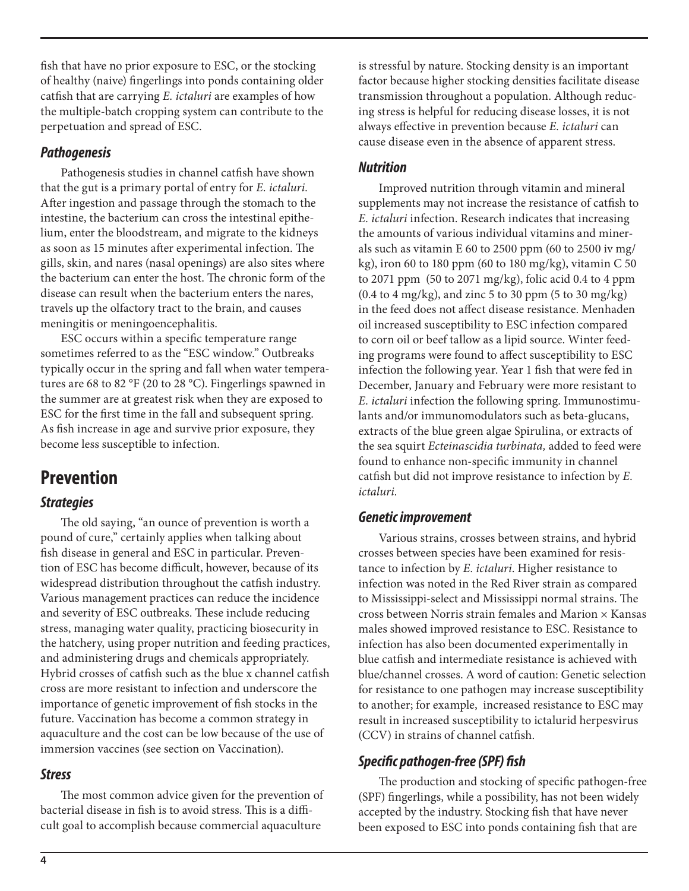fish that have no prior exposure to ESC, or the stocking of healthy (naive) fingerlings into ponds containing older catfish that are carrying *E. ictaluri* are examples of how the multiple-batch cropping system can contribute to the perpetuation and spread of ESC.

### *Pathogenesis*

Pathogenesis studies in channel catfish have shown that the gut is a primary portal of entry for *E. ictaluri*. After ingestion and passage through the stomach to the intestine, the bacterium can cross the intestinal epithelium, enter the bloodstream, and migrate to the kidneys as soon as 15 minutes after experimental infection. The gills, skin, and nares (nasal openings) are also sites where the bacterium can enter the host. The chronic form of the disease can result when the bacterium enters the nares, travels up the olfactory tract to the brain, and causes meningitis or meningoencephalitis.

ESC occurs within a specific temperature range sometimes referred to as the "ESC window." Outbreaks typically occur in the spring and fall when water temperatures are 68 to 82 °F (20 to 28 °C). Fingerlings spawned in the summer are at greatest risk when they are exposed to ESC for the first time in the fall and subsequent spring. As fish increase in age and survive prior exposure, they become less susceptible to infection.

## Prevention

### *Strategies*

The old saying, "an ounce of prevention is worth a pound of cure," certainly applies when talking about fish disease in general and ESC in particular. Prevention of ESC has become difficult, however, because of its widespread distribution throughout the catfish industry. Various management practices can reduce the incidence and severity of ESC outbreaks. These include reducing stress, managing water quality, practicing biosecurity in the hatchery, using proper nutrition and feeding practices, and administering drugs and chemicals appropriately. Hybrid crosses of catfish such as the blue x channel catfish cross are more resistant to infection and underscore the importance of genetic improvement of fish stocks in the future. Vaccination has become a common strategy in aquaculture and the cost can be low because of the use of immersion vaccines (see section on Vaccination).

### *Stress*

The most common advice given for the prevention of bacterial disease in fish is to avoid stress. This is a difficult goal to accomplish because commercial aquaculture is stressful by nature. Stocking density is an important factor because higher stocking densities facilitate disease transmission throughout a population. Although reducing stress is helpful for reducing disease losses, it is not always effective in prevention because *E. ictaluri* can cause disease even in the absence of apparent stress.

### *Nutrition*

Improved nutrition through vitamin and mineral supplements may not increase the resistance of catfish to *E. ictaluri* infection. Research indicates that increasing the amounts of various individual vitamins and minerals such as vitamin E 60 to 2500 ppm (60 to 2500 iv mg/kg), iron 60 to 180 ppm (60 to 180 mg/kg), vitamin C 50 to 2071 ppm (50 to 2071 mg/kg), folic acid 0.4 to 4 ppm (0.4 to 4 mg/kg), and zinc 5 to 30 ppm (5 to 30 mg/kg) in the feed does not affect disease resistance. Menhaden oil increased susceptibility to ESC infection compared to corn oil or beef tallow as a lipid source. Winter feeding programs were found to affect susceptibility to ESC infection the following year. Year 1 fish that were fed in December, January and February were more resistant to *E. ictaluri* infection the following spring. Immunostimulants and/or immunomodulators such as beta-glucans, extracts of the blue green algae Spirulina, or extracts of the sea squirt *Ecteinascidia turbinata,* added to feed were found to enhance non-specific immunity in channel catfish but did not improve resistance to infection by *E. ictaluri*.

### *Genetic improvement*

Various strains, crosses between strains, and hybrid crosses between species have been examined for resistance to infection by *E. ictaluri*. Higher resistance to infection was noted in the Red River strain as compared to Mississippi-select and Mississippi normal strains. The cross between Norris strain females and Marion × Kansas males showed improved resistance to ESC. Resistance to infection has also been documented experimentally in blue catfish and intermediate resistance is achieved with blue/channel crosses. A word of caution: Genetic selection for resistance to one pathogen may increase susceptibility to another; for example, increased resistance to ESC may result in increased susceptibility to ictalurid herpesvirus (CCV) in strains of channel catfish.

### *Specific pathogen-free (SPF) fish*

The production and stocking of specific pathogen-free (SPF) fingerlings, while a possibility, has not been widely accepted by the industry. Stocking fish that have never been exposed to ESC into ponds containing fish that are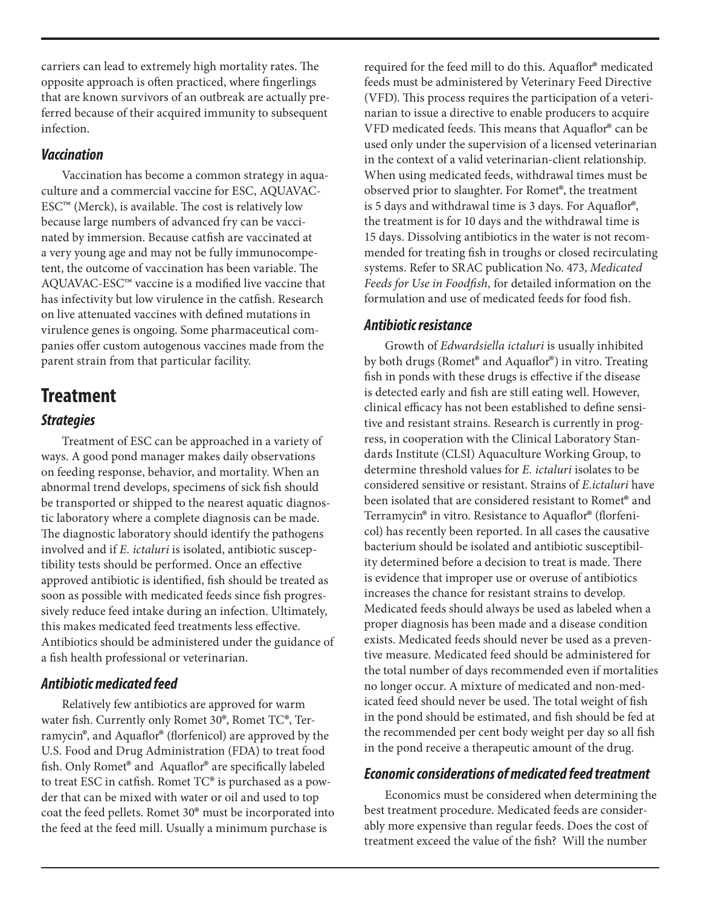carriers can lead to extremely high mortality rates. The opposite approach is often practiced, where fingerlings that are known survivors of an outbreak are actually preferred because of their acquired immunity to subsequent infection.

### *Vaccination*

Vaccination has become a common strategy in aquaculture and a commercial vaccine for ESC, AQUAVAC-ESC™ (Merck), is available. The cost is relatively low because large numbers of advanced fry can be vaccinated by immersion. Because catfish are vaccinated at a very young age and may not be fully immunocompetent, the outcome of vaccination has been variable. The AQUAVAC-ESC™ vaccine is a modified live vaccine that has infectivity but low virulence in the catfish. Research on live attenuated vaccines with defined mutations in virulence genes is ongoing. Some pharmaceutical companies offer custom autogenous vaccines made from the parent strain from that particular facility.

## Treatment

### *Strategies*

Treatment of ESC can be approached in a variety of ways. A good pond manager makes daily observations on feeding response, behavior, and mortality. When an abnormal trend develops, specimens of sick fish should be transported or shipped to the nearest aquatic diagnostic laboratory where a complete diagnosis can be made. The diagnostic laboratory should identify the pathogens involved and if *E. ictaluri* is isolated, antibiotic susceptibility tests should be performed. Once an effective approved antibiotic is identified, fish should be treated as soon as possible with medicated feeds since fish progressively reduce feed intake during an infection. Ultimately, this makes medicated feed treatments less effective. Antibiotics should be administered under the guidance of a fish health professional or veterinarian.

### *Antibiotic medicated feed*

Relatively few antibiotics are approved for warm water fish. Currently only Romet 30®, Romet TC®, Terramycin®, and Aquaflor® (florfenicol) are approved by the U.S. Food and Drug Administration (FDA) to treat food fish. Only Romet® and Aquaflor® are specifically labeled to treat ESC in catfish. Romet TC® is purchased as a powder that can be mixed with water or oil and used to top coat the feed pellets. Romet 30® must be incorporated into the feed at the feed mill. Usually a minimum purchase is required for the feed mill to do this. Aquaflor® medicated feeds must be administered by Veterinary Feed Directive (VFD). This process requires the participation of a veterinarian to issue a directive to enable producers to acquire VFD medicated feeds. This means that Aquaflor® can be used only under the supervision of a licensed veterinarian in the context of a valid veterinarian-client relationship. When using medicated feeds, withdrawal times must be observed prior to slaughter. For Romet®, the treatment is 5 days and withdrawal time is 3 days. For Aquaflor®, the treatment is for 10 days and the withdrawal time is 15 days. Dissolving antibiotics in the water is not recommended for treating fish in troughs or closed recirculating systems. Refer to SRAC publication No. 473, *Medicated Feeds for Use in Foodfish,* for detailed information on the formulation and use of medicated feeds for food fish.

### *Antibiotic resistance*

Growth of *Edwardsiella ictaluri* is usually inhibited by both drugs (Romet® and Aquaflor®) in vitro. Treating fish in ponds with these drugs is effective if the disease is detected early and fish are still eating well. However, clinical efficacy has not been established to define sensitive and resistant strains. Research is currently in progress, in cooperation with the Clinical Laboratory Standards Institute (CLSI) Aquaculture Working Group, to determine threshold values for *E. ictaluri* isolates to be considered sensitive or resistant. Strains of *E.ictaluri* have been isolated that are considered resistant to Romet® and Terramycin® in vitro. Resistance to Aquaflor® (florfenicol) has recently been reported. In all cases the causative bacterium should be isolated and antibiotic susceptibility determined before a decision to treat is made. There is evidence that improper use or overuse of antibiotics increases the chance for resistant strains to develop. Medicated feeds should always be used as labeled when a proper diagnosis has been made and a disease condition exists. Medicated feeds should never be used as a preventive measure. Medicated feed should be administered for the total number of days recommended even if mortalities no longer occur. A mixture of medicated and non-medicated feed should never be used. The total weight of fish in the pond should be estimated, and fish should be fed at the recommended per cent body weight per day so all fish in the pond receive a therapeutic amount of the drug.

### *Economic considerations of medicated feed treatment*

Economics must be considered when determining the best treatment procedure. Medicated feeds are considerably more expensive than regular feeds. Does the cost of treatment exceed the value of the fish? Will the number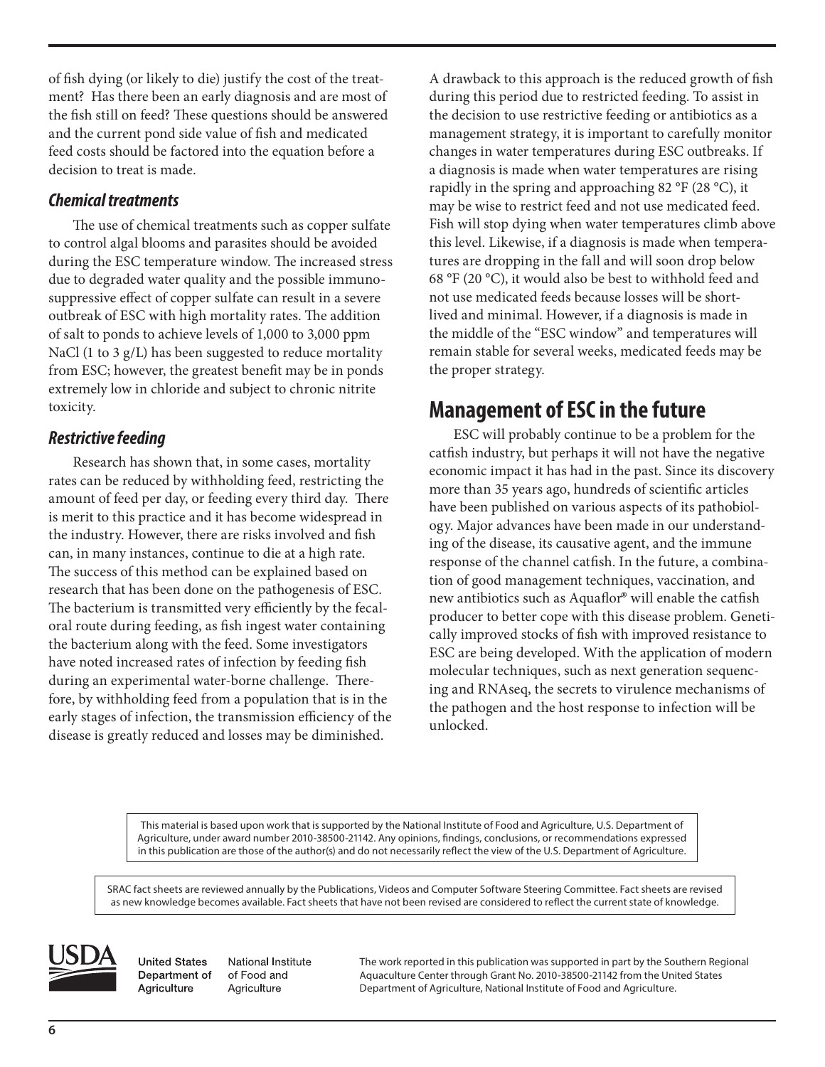of fish dying (or likely to die) justify the cost of the treatment? Has there been an early diagnosis and are most of the fish still on feed? These questions should be answered and the current pond side value of fish and medicated feed costs should be factored into the equation before a decision to treat is made.

### *Chemical treatments*

The use of chemical treatments such as copper sulfate to control algal blooms and parasites should be avoided during the ESC temperature window. The increased stress due to degraded water quality and the possible immunosuppressive effect of copper sulfate can result in a severe outbreak of ESC with high mortality rates. The addition of salt to ponds to achieve levels of 1,000 to 3,000 ppm NaCl (1 to 3 g/L) has been suggested to reduce mortality from ESC; however, the greatest benefit may be in ponds extremely low in chloride and subject to chronic nitrite toxicity.

### *Restrictive feeding*

Research has shown that, in some cases, mortality rates can be reduced by withholding feed, restricting the amount of feed per day, or feeding every third day. There is merit to this practice and it has become widespread in the industry. However, there are risks involved and fish can, in many instances, continue to die at a high rate. The success of this method can be explained based on research that has been done on the pathogenesis of ESC. The bacterium is transmitted very efficiently by the fecal-oral route during feeding, as fish ingest water containing the bacterium along with the feed. Some investigators have noted increased rates of infection by feeding fish during an experimental water-borne challenge. Therefore, by withholding feed from a population that is in the early stages of infection, the transmission efficiency of the disease is greatly reduced and losses may be diminished.

A drawback to this approach is the reduced growth of fish during this period due to restricted feeding. To assist in the decision to use restrictive feeding or antibiotics as a management strategy, it is important to carefully monitor changes in water temperatures during ESC outbreaks. If a diagnosis is made when water temperatures are rising rapidly in the spring and approaching 82 °F (28 °C), it may be wise to restrict feed and not use medicated feed. Fish will stop dying when water temperatures climb above this level. Likewise, if a diagnosis is made when temperatures are dropping in the fall and will soon drop below 68 °F (20 °C), it would also be best to withhold feed and not use medicated feeds because losses will be short-lived and minimal. However, if a diagnosis is made in the middle of the "ESC window" and temperatures will remain stable for several weeks, medicated feeds may be the proper strategy.

## Management of ESC in the future

ESC will probably continue to be a problem for the catfish industry, but perhaps it will not have the negative economic impact it has had in the past. Since its discovery more than 35 years ago, hundreds of scientific articles have been published on various aspects of its pathobiology. Major advances have been made in our understanding of the disease, its causative agent, and the immune response of the channel catfish. In the future, a combination of good management techniques, vaccination, and new antibiotics such as Aquaflor® will enable the catfish producer to better cope with this disease problem. Genetically improved stocks of fish with improved resistance to ESC are being developed. With the application of modern molecular techniques, such as next generation sequencing and RNAseq, the secrets to virulence mechanisms of the pathogen and the host response to infection will be unlocked.

This material is based upon work that is supported by the National Institute of Food and Agriculture, U.S. Department of Agriculture, under award number 2010-38500-21142. Any opinions, findings, conclusions, or recommendations expressed in this publication are those of the author(s) and do not necessarily reflect the view of the U.S. Department of Agriculture.

SRAC fact sheets are reviewed annually by the Publications, Videos and Computer Software Steering Committee. Fact sheets are revised as new knowledge becomes available. Fact sheets that have not been revised are considered to reflect the current state of knowledge.

USDA United States Department of Agriculture National Institute of Food and Agriculture

The work reported in this publication was supported in part by the Southern Regional Aquaculture Center through Grant No. 2010-38500-21142 from the United States Department of Agriculture, National Institute of Food and Agriculture.